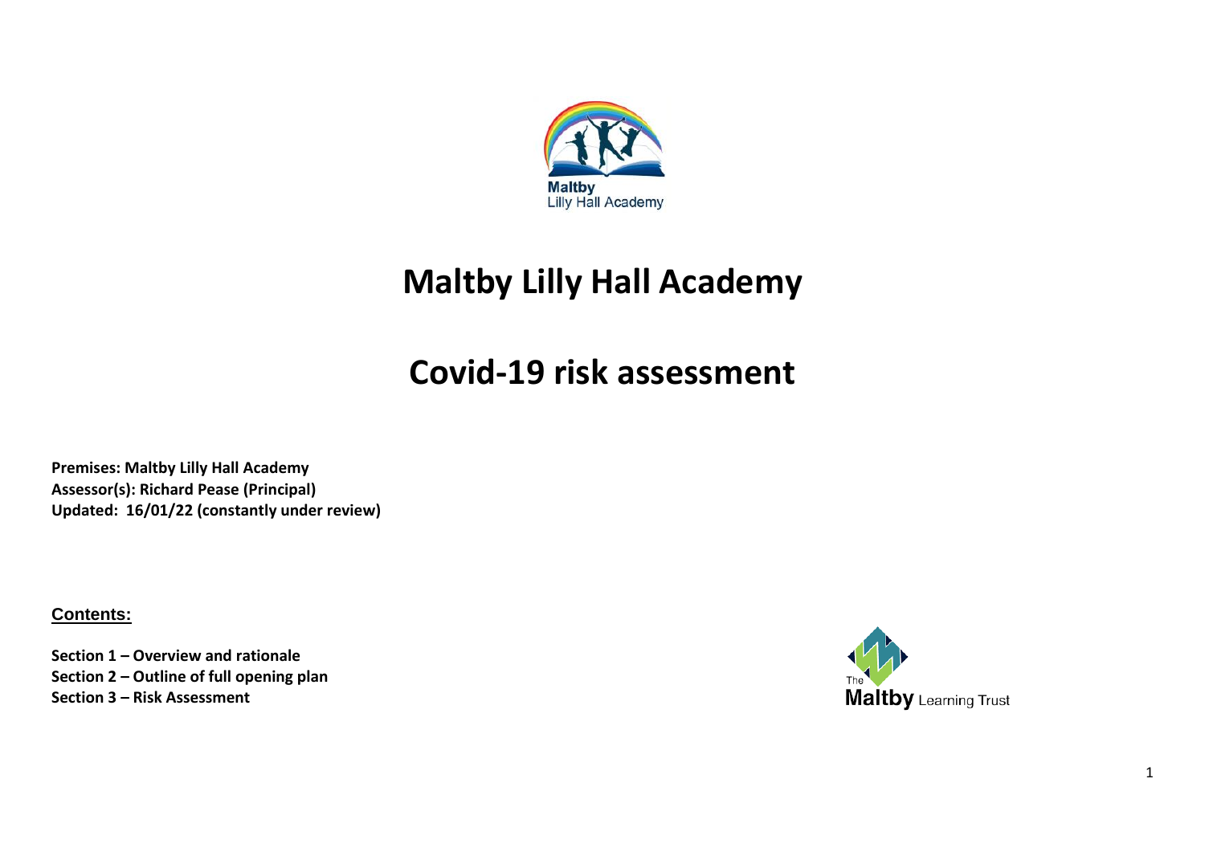# Maltby Lilly Hall Academy

# Covid-19 risk assessment

**Premises: Maltby Lilly Hall Academy**
**Assessor(s): Richard Pease (Principal)**
**Updated: 16/01/22 (constantly under review)**

**Contents:**

**Section 1 – Overview and rationale**
**Section 2 – Outline of full opening plan**
**Section 3 – Risk Assessment**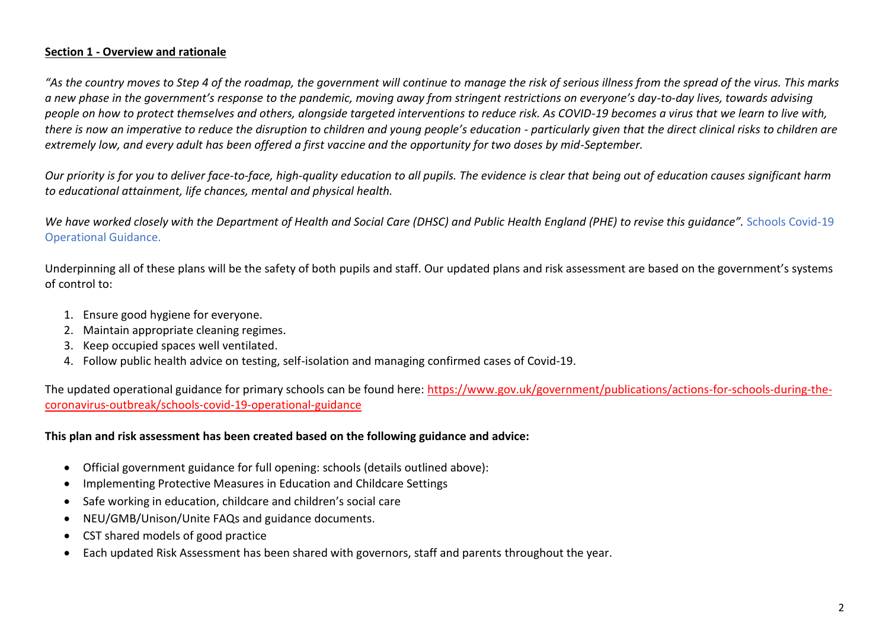**Section 1 - Overview and rationale**

*"As the country moves to Step 4 of the roadmap, the government will continue to manage the risk of serious illness from the spread of the virus. This marks a new phase in the government's response to the pandemic, moving away from stringent restrictions on everyone's day-to-day lives, towards advising people on how to protect themselves and others, alongside targeted interventions to reduce risk. As COVID-19 becomes a virus that we learn to live with, there is now an imperative to reduce the disruption to children and young people's education - particularly given that the direct clinical risks to children are extremely low, and every adult has been offered a first vaccine and the opportunity for two doses by mid-September.*

*Our priority is for you to deliver face-to-face, high-quality education to all pupils. The evidence is clear that being out of education causes significant harm to educational attainment, life chances, mental and physical health.*

*We have worked closely with the Department of Health and Social Care (DHSC) and Public Health England (PHE) to revise this guidance".* Schools Covid-19 Operational Guidance.

Underpinning all of these plans will be the safety of both pupils and staff. Our updated plans and risk assessment are based on the government's systems of control to:

1. Ensure good hygiene for everyone.
2. Maintain appropriate cleaning regimes.
3. Keep occupied spaces well ventilated.
4. Follow public health advice on testing, self-isolation and managing confirmed cases of Covid-19.

The updated operational guidance for primary schools can be found here: https://www.gov.uk/government/publications/actions-for-schools-during-the-coronavirus-outbreak/schools-covid-19-operational-guidance

**This plan and risk assessment has been created based on the following guidance and advice:**

- Official government guidance for full opening: schools (details outlined above):
- Implementing Protective Measures in Education and Childcare Settings
- Safe working in education, childcare and children's social care
- NEU/GMB/Unison/Unite FAQs and guidance documents.
- CST shared models of good practice
- Each updated Risk Assessment has been shared with governors, staff and parents throughout the year.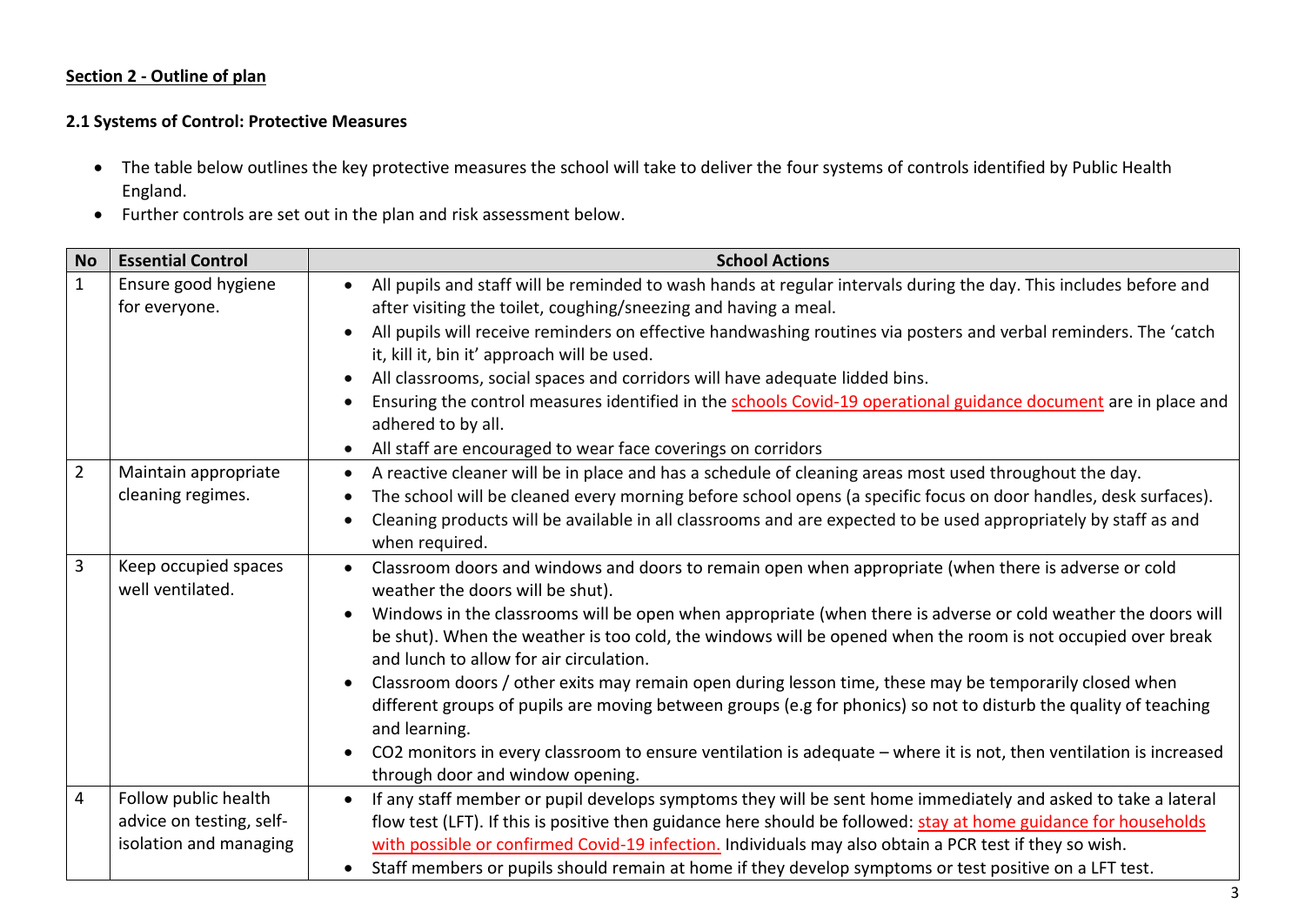**Section 2 - Outline of plan**

**2.1 Systems of Control: Protective Measures**

- The table below outlines the key protective measures the school will take to deliver the four systems of controls identified by Public Health England.
- Further controls are set out in the plan and risk assessment below.

| No | Essential Control | School Actions |
|---|---|---|
| 1 | Ensure good hygiene for everyone. | • All pupils and staff will be reminded to wash hands at regular intervals during the day. This includes before and after visiting the toilet, coughing/sneezing and having a meal.<br>• All pupils will receive reminders on effective handwashing routines via posters and verbal reminders. The 'catch it, kill it, bin it' approach will be used.<br>• All classrooms, social spaces and corridors will have adequate lidded bins.<br>• Ensuring the control measures identified in the schools Covid-19 operational guidance document are in place and adhered to by all.<br>• All staff are encouraged to wear face coverings on corridors |
| 2 | Maintain appropriate cleaning regimes. | • A reactive cleaner will be in place and has a schedule of cleaning areas most used throughout the day.<br>• The school will be cleaned every morning before school opens (a specific focus on door handles, desk surfaces).<br>• Cleaning products will be available in all classrooms and are expected to be used appropriately by staff as and when required. |
| 3 | Keep occupied spaces well ventilated. | • Classroom doors and windows and doors to remain open when appropriate (when there is adverse or cold weather the doors will be shut).<br>• Windows in the classrooms will be open when appropriate (when there is adverse or cold weather the doors will be shut). When the weather is too cold, the windows will be opened when the room is not occupied over break and lunch to allow for air circulation.<br>• Classroom doors / other exits may remain open during lesson time, these may be temporarily closed when different groups of pupils are moving between groups (e.g for phonics) so not to disturb the quality of teaching and learning.<br>• CO2 monitors in every classroom to ensure ventilation is adequate – where it is not, then ventilation is increased through door and window opening. |
| 4 | Follow public health advice on testing, self-isolation and managing | • If any staff member or pupil develops symptoms they will be sent home immediately and asked to take a lateral flow test (LFT). If this is positive then guidance here should be followed: stay at home guidance for households with possible or confirmed Covid-19 infection. Individuals may also obtain a PCR test if they so wish.<br>• Staff members or pupils should remain at home if they develop symptoms or test positive on a LFT test. |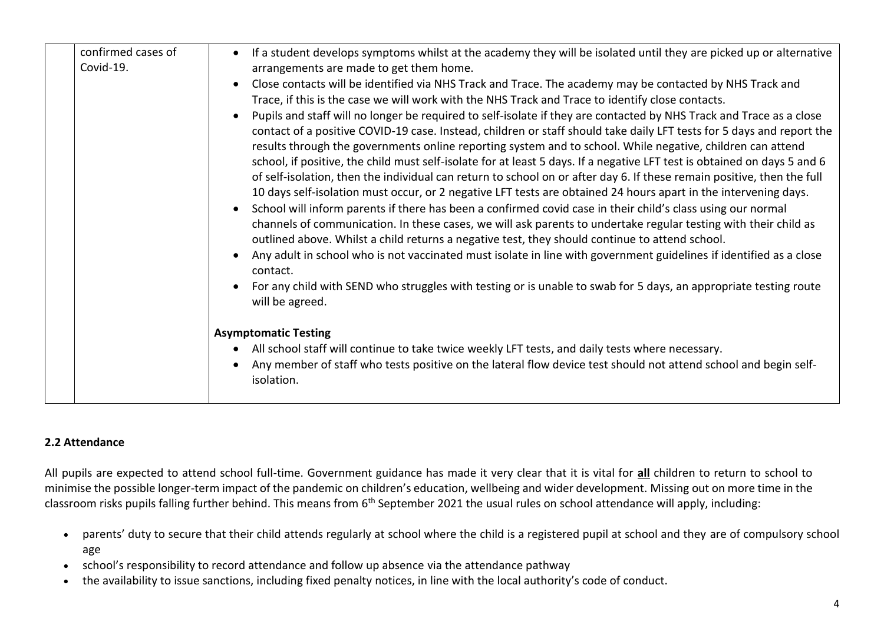|  | confirmed cases of Covid-19. | • If a student develops symptoms whilst at the academy they will be isolated until they are picked up or alternative arrangements are made to get them home.<br>• Close contacts will be identified via NHS Track and Trace. The academy may be contacted by NHS Track and Trace, if this is the case we will work with the NHS Track and Trace to identify close contacts.<br>• Pupils and staff will no longer be required to self-isolate if they are contacted by NHS Track and Trace as a close contact of a positive COVID-19 case. Instead, children or staff should take daily LFT tests for 5 days and report the results through the governments online reporting system and to school. While negative, children can attend school, if positive, the child must self-isolate for at least 5 days. If a negative LFT test is obtained on days 5 and 6 of self-isolation, then the individual can return to school on or after day 6. If these remain positive, then the full 10 days self-isolation must occur, or 2 negative LFT tests are obtained 24 hours apart in the intervening days.<br>• School will inform parents if there has been a confirmed covid case in their child's class using our normal channels of communication. In these cases, we will ask parents to undertake regular testing with their child as outlined above. Whilst a child returns a negative test, they should continue to attend school.<br>• Any adult in school who is not vaccinated must isolate in line with government guidelines if identified as a close contact.<br>• For any child with SEND who struggles with testing or is unable to swab for 5 days, an appropriate testing route will be agreed.<br><br>**Asymptomatic Testing**<br>• All school staff will continue to take twice weekly LFT tests, and daily tests where necessary.<br>• Any member of staff who tests positive on the lateral flow device test should not attend school and begin self-isolation. |
|---|---|---|

### 2.2 Attendance

All pupils are expected to attend school full-time. Government guidance has made it very clear that it is vital for **all** children to return to school to minimise the possible longer-term impact of the pandemic on children's education, wellbeing and wider development. Missing out on more time in the classroom risks pupils falling further behind. This means from 6th September 2021 the usual rules on school attendance will apply, including:

- parents' duty to secure that their child attends regularly at school where the child is a registered pupil at school and they are of compulsory school age
- school's responsibility to record attendance and follow up absence via the attendance pathway
- the availability to issue sanctions, including fixed penalty notices, in line with the local authority's code of conduct.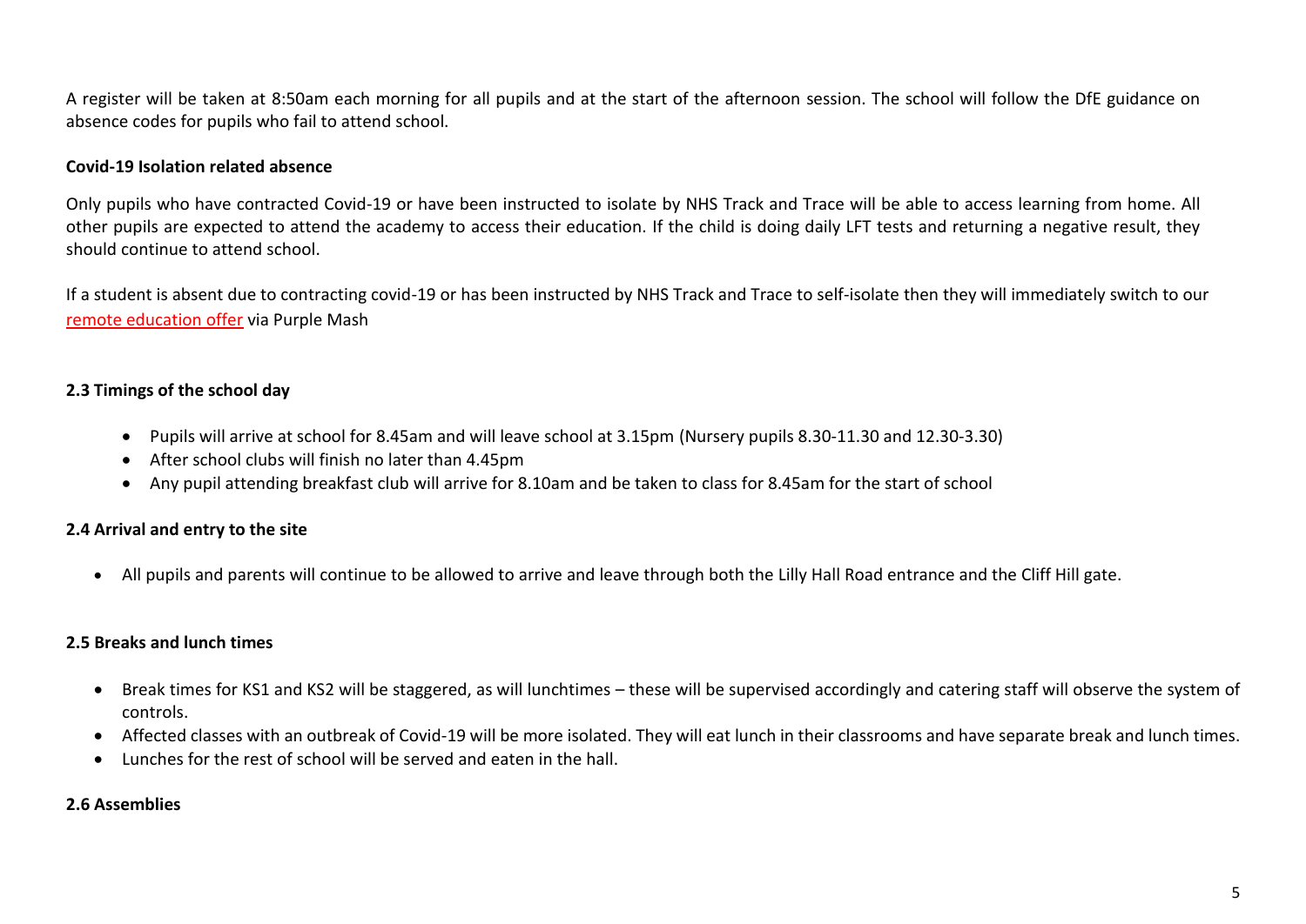A register will be taken at 8:50am each morning for all pupils and at the start of the afternoon session. The school will follow the DfE guidance on absence codes for pupils who fail to attend school.

**Covid-19 Isolation related absence**

Only pupils who have contracted Covid-19 or have been instructed to isolate by NHS Track and Trace will be able to access learning from home. All other pupils are expected to attend the academy to access their education. If the child is doing daily LFT tests and returning a negative result, they should continue to attend school.

If a student is absent due to contracting covid-19 or has been instructed by NHS Track and Trace to self-isolate then they will immediately switch to our remote education offer via Purple Mash

### 2.3 Timings of the school day

- Pupils will arrive at school for 8.45am and will leave school at 3.15pm (Nursery pupils 8.30-11.30 and 12.30-3.30)
- After school clubs will finish no later than 4.45pm
- Any pupil attending breakfast club will arrive for 8.10am and be taken to class for 8.45am for the start of school

### 2.4 Arrival and entry to the site

- All pupils and parents will continue to be allowed to arrive and leave through both the Lilly Hall Road entrance and the Cliff Hill gate.

### 2.5 Breaks and lunch times

- Break times for KS1 and KS2 will be staggered, as will lunchtimes – these will be supervised accordingly and catering staff will observe the system of controls.
- Affected classes with an outbreak of Covid-19 will be more isolated. They will eat lunch in their classrooms and have separate break and lunch times.
- Lunches for the rest of school will be served and eaten in the hall.

### 2.6 Assemblies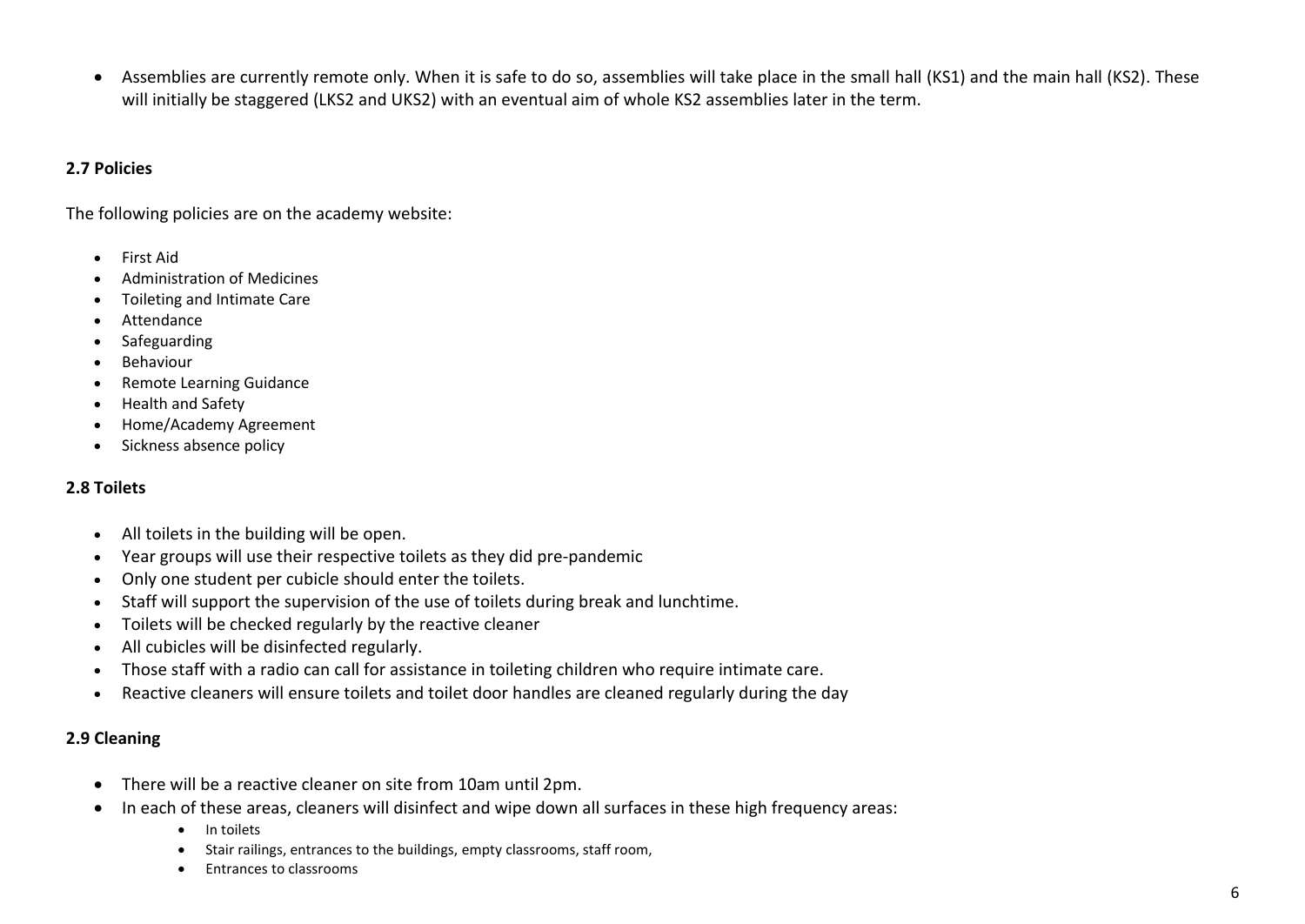- Assemblies are currently remote only. When it is safe to do so, assemblies will take place in the small hall (KS1) and the main hall (KS2). These will initially be staggered (LKS2 and UKS2) with an eventual aim of whole KS2 assemblies later in the term.

### 2.7 Policies

The following policies are on the academy website:

- First Aid
- Administration of Medicines
- Toileting and Intimate Care
- Attendance
- Safeguarding
- Behaviour
- Remote Learning Guidance
- Health and Safety
- Home/Academy Agreement
- Sickness absence policy

### 2.8 Toilets

- All toilets in the building will be open.
- Year groups will use their respective toilets as they did pre-pandemic
- Only one student per cubicle should enter the toilets.
- Staff will support the supervision of the use of toilets during break and lunchtime.
- Toilets will be checked regularly by the reactive cleaner
- All cubicles will be disinfected regularly.
- Those staff with a radio can call for assistance in toileting children who require intimate care.
- Reactive cleaners will ensure toilets and toilet door handles are cleaned regularly during the day

### 2.9 Cleaning

- There will be a reactive cleaner on site from 10am until 2pm.
- In each of these areas, cleaners will disinfect and wipe down all surfaces in these high frequency areas:
  - In toilets
  - Stair railings, entrances to the buildings, empty classrooms, staff room,
  - Entrances to classrooms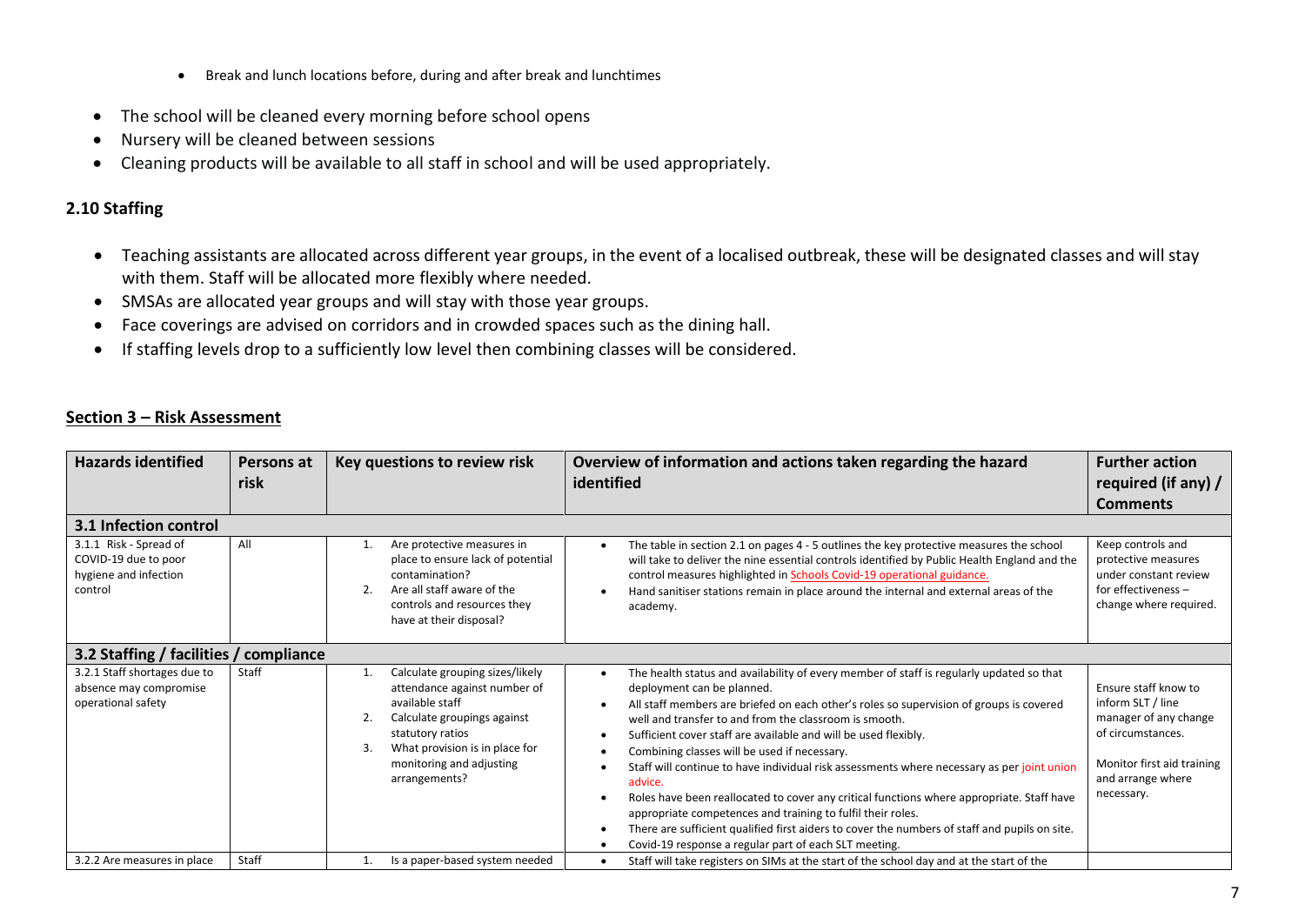- Break and lunch locations before, during and after break and lunchtimes

- The school will be cleaned every morning before school opens
- Nursery will be cleaned between sessions
- Cleaning products will be available to all staff in school and will be used appropriately.

### 2.10 Staffing

- Teaching assistants are allocated across different year groups, in the event of a localised outbreak, these will be designated classes and will stay with them. Staff will be allocated more flexibly where needed.
- SMSAs are allocated year groups and will stay with those year groups.
- Face coverings are advised on corridors and in crowded spaces such as the dining hall.
- If staffing levels drop to a sufficiently low level then combining classes will be considered.

## Section 3 – Risk Assessment

| Hazards identified | Persons at risk | Key questions to review risk | Overview of information and actions taken regarding the hazard identified | Further action required (if any) / Comments |
|---|---|---|---|---|
| **3.1 Infection control** | | | | |
| 3.1.1 Risk - Spread of COVID-19 due to poor hygiene and infection control | All | 1. Are protective measures in place to ensure lack of potential contamination?<br>2. Are all staff aware of the controls and resources they have at their disposal? | • The table in section 2.1 on pages 4 - 5 outlines the key protective measures the school will take to deliver the nine essential controls identified by Public Health England and the control measures highlighted in Schools Covid-19 operational guidance.<br>• Hand sanitiser stations remain in place around the internal and external areas of the academy. | Keep controls and protective measures under constant review for effectiveness – change where required. |
| **3.2 Staffing / facilities / compliance** | | | | |
| 3.2.1 Staff shortages due to absence may compromise operational safety | Staff | 1. Calculate grouping sizes/likely attendance against number of available staff<br>2. Calculate groupings against statutory ratios<br>3. What provision is in place for monitoring and adjusting arrangements? | • The health status and availability of every member of staff is regularly updated so that deployment can be planned.<br>• All staff members are briefed on each other's roles so supervision of groups is covered well and transfer to and from the classroom is smooth.<br>• Sufficient cover staff are available and will be used flexibly.<br>• Combining classes will be used if necessary.<br>• Staff will continue to have individual risk assessments where necessary as per joint union advice.<br>• Roles have been reallocated to cover any critical functions where appropriate. Staff have appropriate competences and training to fulfil their roles.<br>• There are sufficient qualified first aiders to cover the numbers of staff and pupils on site.<br>• Covid-19 response a regular part of each SLT meeting. | Ensure staff know to inform SLT / line manager of any change of circumstances.<br><br>Monitor first aid training and arrange where necessary. |
| 3.2.2 Are measures in place | Staff | 1. Is a paper-based system needed | • Staff will take registers on SIMs at the start of the school day and at the start of the | |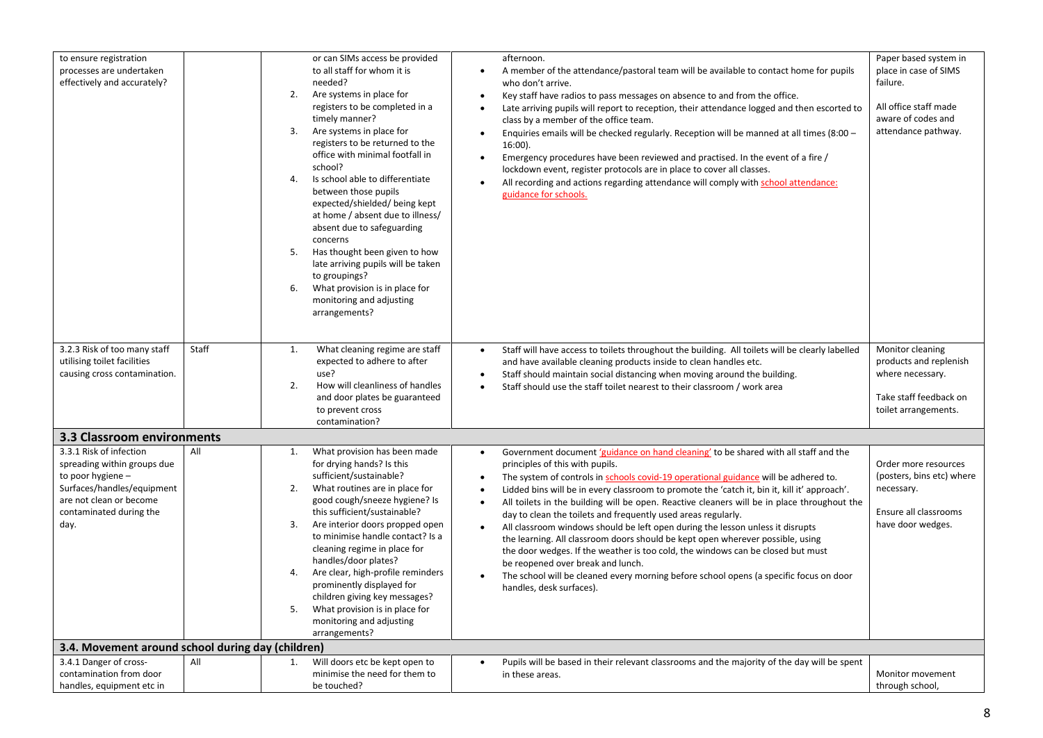| | | | | |
|---|---|---|---|---|
| to ensure registration processes are undertaken effectively and accurately? | | or can SIMs access be provided to all staff for whom it is needed?<br>2. Are systems in place for registers to be completed in a timely manner?<br>3. Are systems in place for registers to be returned to the office with minimal footfall in school?<br>4. Is school able to differentiate between those pupils expected/shielded/ being kept at home / absent due to illness/ absent due to safeguarding concerns<br>5. Has thought been given to how late arriving pupils will be taken to groupings?<br>6. What provision is in place for monitoring and adjusting arrangements? | afternoon.<br>• A member of the attendance/pastoral team will be available to contact home for pupils who don't arrive.<br>• Key staff have radios to pass messages on absence to and from the office.<br>• Late arriving pupils will report to reception, their attendance logged and then escorted to class by a member of the office team.<br>• Enquiries emails will be checked regularly. Reception will be manned at all times (8:00 – 16:00).<br>• Emergency procedures have been reviewed and practised. In the event of a fire / lockdown event, register protocols are in place to cover all classes.<br>• All recording and actions regarding attendance will comply with school attendance: guidance for schools. | Paper based system in place in case of SIMS failure.<br><br>All office staff made aware of codes and attendance pathway. |
| 3.2.3 Risk of too many staff utilising toilet facilities causing cross contamination. | Staff | 1. What cleaning regime are staff expected to adhere to after use?<br>2. How will cleanliness of handles and door plates be guaranteed to prevent cross contamination? | • Staff will have access to toilets throughout the building. All toilets will be clearly labelled and have available cleaning products inside to clean handles etc.<br>• Staff should maintain social distancing when moving around the building.<br>• Staff should use the staff toilet nearest to their classroom / work area | Monitor cleaning products and replenish where necessary.<br><br>Take staff feedback on toilet arrangements. |
| **3.3 Classroom environments** | | | | |
| 3.3.1 Risk of infection spreading within groups due to poor hygiene – Surfaces/handles/equipment are not clean or become contaminated during the day. | All | 1. What provision has been made for drying hands? Is this sufficient/sustainable?<br>2. What routines are in place for good cough/sneeze hygiene? Is this sufficient/sustainable?<br>3. Are interior doors propped open to minimise handle contact? Is a cleaning regime in place for handles/door plates?<br>4. Are clear, high-profile reminders prominently displayed for children giving key messages?<br>5. What provision is in place for monitoring and adjusting arrangements? | • Government document 'guidance on hand cleaning' to be shared with all staff and the principles of this with pupils.<br>• The system of controls in schools covid-19 operational guidance will be adhered to.<br>• Lidded bins will be in every classroom to promote the 'catch it, bin it, kill it' approach'.<br>• All toilets in the building will be open. Reactive cleaners will be in place throughout the day to clean the toilets and frequently used areas regularly.<br>• All classroom windows should be left open during the lesson unless it disrupts the learning. All classroom doors should be kept open wherever possible, using the door wedges. If the weather is too cold, the windows can be closed but must be reopened over break and lunch.<br>• The school will be cleaned every morning before school opens (a specific focus on door handles, desk surfaces). | Order more resources (posters, bins etc) where necessary.<br><br>Ensure all classrooms have door wedges. |
| **3.4. Movement around school during day (children)** | | | | |
| 3.4.1 Danger of cross-contamination from door handles, equipment etc in | All | 1. Will doors etc be kept open to minimise the need for them to be touched? | • Pupils will be based in their relevant classrooms and the majority of the day will be spent in these areas. | Monitor movement through school, |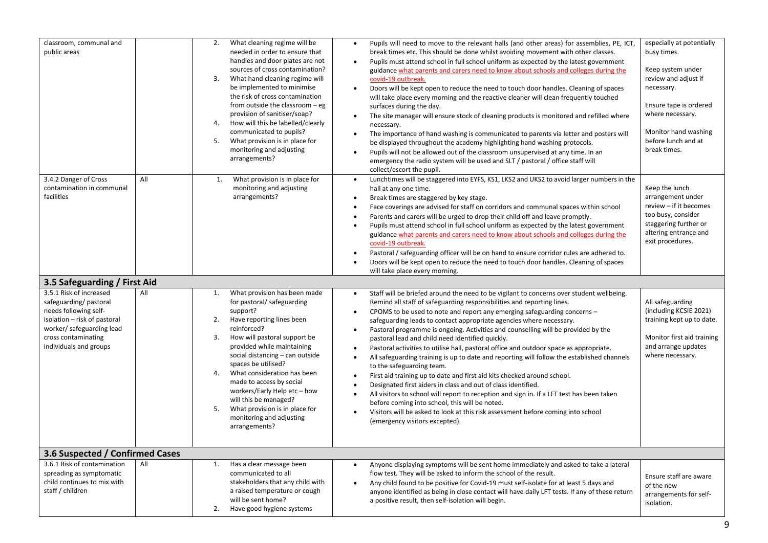| | | | | |
|---|---|---|---|---|
| classroom, communal and public areas | | 2. What cleaning regime will be needed in order to ensure that handles and door plates are not sources of cross contamination?<br>3. What hand cleaning regime will be implemented to minimise the risk of cross contamination from outside the classroom – eg provision of sanitiser/soap?<br>4. How will this be labelled/clearly communicated to pupils?<br>5. What provision is in place for monitoring and adjusting arrangements? | • Pupils will need to move to the relevant halls (and other areas) for assemblies, PE, ICT, break times etc. This should be done whilst avoiding movement with other classes.<br>• Pupils must attend school in full school uniform as expected by the latest government guidance what parents and carers need to know about schools and colleges during the covid-19 outbreak.<br>• Doors will be kept open to reduce the need to touch door handles. Cleaning of spaces will take place every morning and the reactive cleaner will clean frequently touched surfaces during the day.<br>• The site manager will ensure stock of cleaning products is monitored and refilled where necessary.<br>• The importance of hand washing is communicated to parents via letter and posters will be displayed throughout the academy highlighting hand washing protocols.<br>• Pupils will not be allowed out of the classroom unsupervised at any time. In an emergency the radio system will be used and SLT / pastoral / office staff will collect/escort the pupil. | especially at potentially busy times.<br><br>Keep system under review and adjust if necessary.<br><br>Ensure tape is ordered where necessary.<br><br>Monitor hand washing before lunch and at break times. |
| 3.4.2 Danger of Cross contamination in communal facilities | All | 1. What provision is in place for monitoring and adjusting arrangements? | • Lunchtimes will be staggered into EYFS, KS1, LKS2 and UKS2 to avoid larger numbers in the hall at any one time.<br>• Break times are staggered by key stage.<br>• Face coverings are advised for staff on corridors and communal spaces within school<br>• Parents and carers will be urged to drop their child off and leave promptly.<br>• Pupils must attend school in full school uniform as expected by the latest government guidance what parents and carers need to know about schools and colleges during the covid-19 outbreak.<br>• Pastoral / safeguarding officer will be on hand to ensure corridor rules are adhered to.<br>• Doors will be kept open to reduce the need to touch door handles. Cleaning of spaces will take place every morning. | Keep the lunch arrangement under review – if it becomes too busy, consider staggering further or altering entrance and exit procedures. |
| **3.5 Safeguarding / First Aid** | | | | |
| 3.5.1 Risk of increased safeguarding/ pastoral needs following self-isolation – risk of pastoral worker/ safeguarding lead cross contaminating individuals and groups | All | 1. What provision has been made for pastoral/ safeguarding support?<br>2. Have reporting lines been reinforced?<br>3. How will pastoral support be provided while maintaining social distancing – can outside spaces be utilised?<br>4. What consideration has been made to access by social workers/Early Help etc – how will this be managed?<br>5. What provision is in place for monitoring and adjusting arrangements? | • Staff will be briefed around the need to be vigilant to concerns over student wellbeing. Remind all staff of safeguarding responsibilities and reporting lines.<br>• CPOMS to be used to note and report any emerging safeguarding concerns – safeguarding leads to contact appropriate agencies where necessary.<br>• Pastoral programme is ongoing. Activities and counselling will be provided by the pastoral lead and child need identified quickly.<br>• Pastoral activities to utilise hall, pastoral office and outdoor space as appropriate.<br>• All safeguarding training is up to date and reporting will follow the established channels to the safeguarding team.<br>• First aid training up to date and first aid kits checked around school.<br>• Designated first aiders in class and out of class identified.<br>• All visitors to school will report to reception and sign in. If a LFT test has been taken before coming into school, this will be noted.<br>• Visitors will be asked to look at this risk assessment before coming into school (emergency visitors excepted). | All safeguarding (including KCSIE 2021) training kept up to date.<br><br>Monitor first aid training and arrange updates where necessary. |
| **3.6 Suspected / Confirmed Cases** | | | | |
| 3.6.1 Risk of contamination spreading as symptomatic child continues to mix with staff / children | All | 1. Has a clear message been communicated to all stakeholders that any child with a raised temperature or cough will be sent home?<br>2. Have good hygiene systems | • Anyone displaying symptoms will be sent home immediately and asked to take a lateral flow test. They will be asked to inform the school of the result.<br>• Any child found to be positive for Covid-19 must self-isolate for at least 5 days and anyone identified as being in close contact will have daily LFT tests. If any of these return a positive result, then self-isolation will begin. | Ensure staff are aware of the new arrangements for self-isolation. |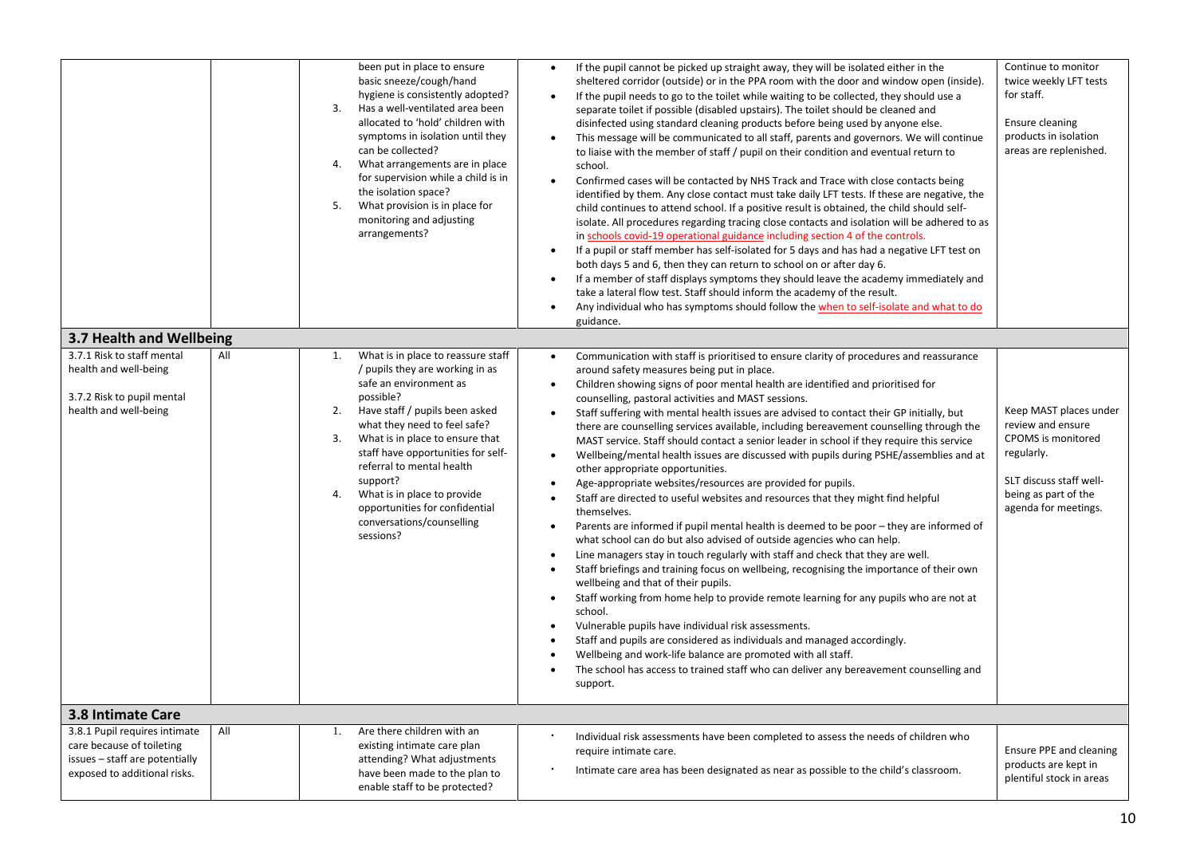| | | | | |
|---|---|---|---|---|
| | | been put in place to ensure basic sneeze/cough/hand hygiene is consistently adopted?<br>3. Has a well-ventilated area been allocated to 'hold' children with symptoms in isolation until they can be collected?<br>4. What arrangements are in place for supervision while a child is in the isolation space?<br>5. What provision is in place for monitoring and adjusting arrangements? | • If the pupil cannot be picked up straight away, they will be isolated either in the sheltered corridor (outside) or in the PPA room with the door and window open (inside).<br>• If the pupil needs to go to the toilet while waiting to be collected, they should use a separate toilet if possible (disabled upstairs). The toilet should be cleaned and disinfected using standard cleaning products before being used by anyone else.<br>• This message will be communicated to all staff, parents and governors. We will continue to liaise with the member of staff / pupil on their condition and eventual return to school.<br>• Confirmed cases will be contacted by NHS Track and Trace with close contacts being identified by them. Any close contact must take daily LFT tests. If these are negative, the child continues to attend school. If a positive result is obtained, the child should self-isolate. All procedures regarding tracing close contacts and isolation will be adhered to as in schools covid-19 operational guidance including section 4 of the controls.<br>• If a pupil or staff member has self-isolated for 5 days and has had a negative LFT test on both days 5 and 6, then they can return to school on or after day 6.<br>• If a member of staff displays symptoms they should leave the academy immediately and take a lateral flow test. Staff should inform the academy of the result.<br>• Any individual who has symptoms should follow the when to self-isolate and what to do guidance. | Continue to monitor twice weekly LFT tests for staff.<br><br>Ensure cleaning products in isolation areas are replenished. |
| **3.7 Health and Wellbeing** | | | | |
| 3.7.1 Risk to staff mental health and well-being<br><br>3.7.2 Risk to pupil mental health and well-being | All | 1. What is in place to reassure staff / pupils they are working in as safe an environment as possible?<br>2. Have staff / pupils been asked what they need to feel safe?<br>3. What is in place to ensure that staff have opportunities for self-referral to mental health support?<br>4. What is in place to provide opportunities for confidential conversations/counselling sessions? | • Communication with staff is prioritised to ensure clarity of procedures and reassurance around safety measures being put in place.<br>• Children showing signs of poor mental health are identified and prioritised for counselling, pastoral activities and MAST sessions.<br>• Staff suffering with mental health issues are advised to contact their GP initially, but there are counselling services available, including bereavement counselling through the MAST service. Staff should contact a senior leader in school if they require this service<br>• Wellbeing/mental health issues are discussed with pupils during PSHE/assemblies and at other appropriate opportunities.<br>• Age-appropriate websites/resources are provided for pupils.<br>• Staff are directed to useful websites and resources that they might find helpful themselves.<br>• Parents are informed if pupil mental health is deemed to be poor – they are informed of what school can do but also advised of outside agencies who can help.<br>• Line managers stay in touch regularly with staff and check that they are well.<br>• Staff briefings and training focus on wellbeing, recognising the importance of their own wellbeing and that of their pupils.<br>• Staff working from home help to provide remote learning for any pupils who are not at school.<br>• Vulnerable pupils have individual risk assessments.<br>• Staff and pupils are considered as individuals and managed accordingly.<br>• Wellbeing and work-life balance are promoted with all staff.<br>• The school has access to trained staff who can deliver any bereavement counselling and support. | Keep MAST places under review and ensure CPOMS is monitored regularly.<br><br>SLT discuss staff well-being as part of the agenda for meetings. |
| **3.8 Intimate Care** | | | | |
| 3.8.1 Pupil requires intimate care because of toileting issues – staff are potentially exposed to additional risks. | All | 1. Are there children with an existing intimate care plan attending? What adjustments have been made to the plan to enable staff to be protected? | • Individual risk assessments have been completed to assess the needs of children who require intimate care.<br>• Intimate care area has been designated as near as possible to the child's classroom. | Ensure PPE and cleaning products are kept in plentiful stock in areas |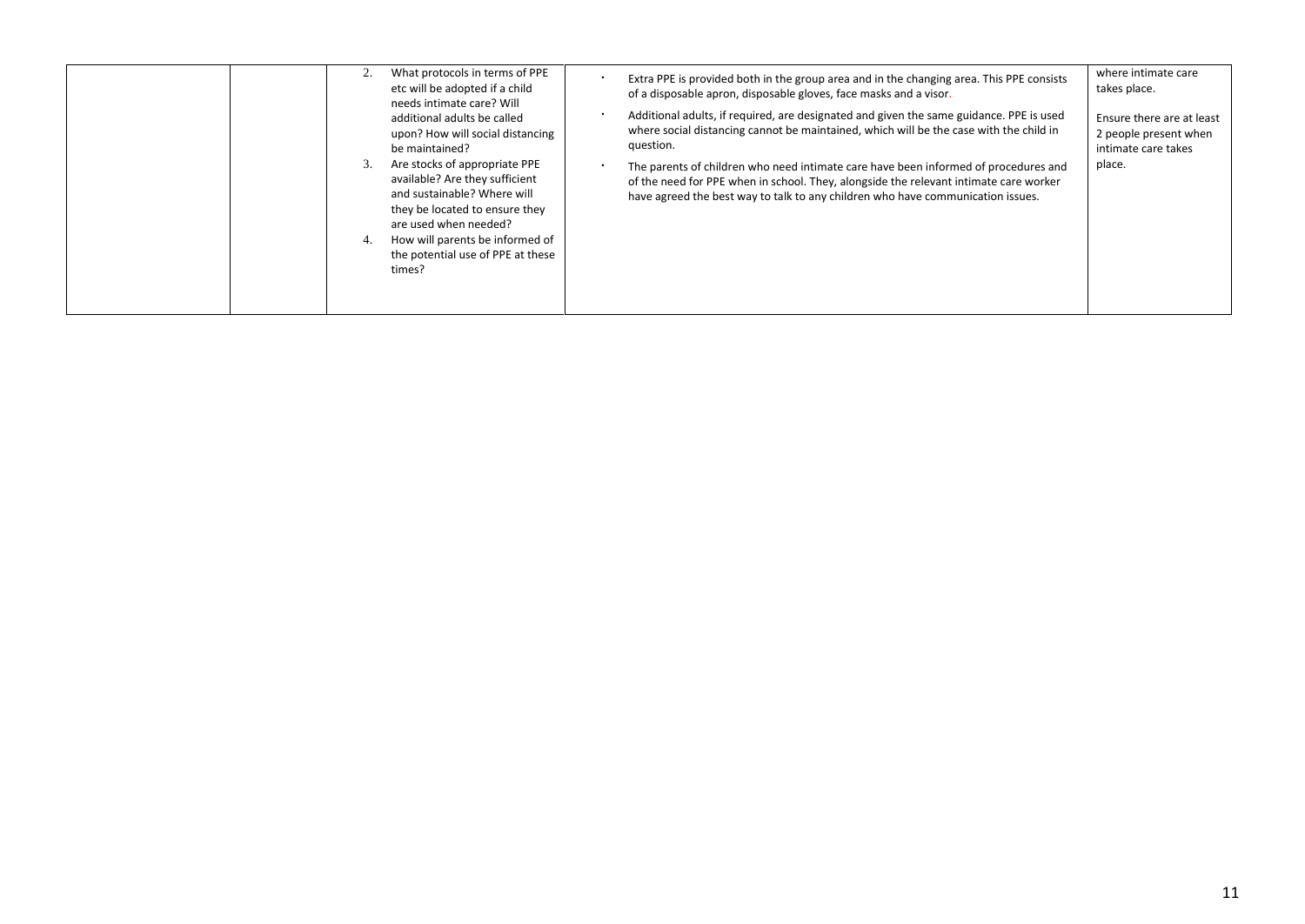| | | | | |
|---|---|---|---|---|
| | | 2. What protocols in terms of PPE etc will be adopted if a child needs intimate care? Will additional adults be called upon? How will social distancing be maintained?<br>3. Are stocks of appropriate PPE available? Are they sufficient and sustainable? Where will they be located to ensure they are used when needed?<br>4. How will parents be informed of the potential use of PPE at these times? | • Extra PPE is provided both in the group area and in the changing area. This PPE consists of a disposable apron, disposable gloves, face masks and a visor.<br>• Additional adults, if required, are designated and given the same guidance. PPE is used where social distancing cannot be maintained, which will be the case with the child in question.<br>• The parents of children who need intimate care have been informed of procedures and of the need for PPE when in school. They, alongside the relevant intimate care worker have agreed the best way to talk to any children who have communication issues. | where intimate care takes place.<br><br>Ensure there are at least 2 people present when intimate care takes place. |